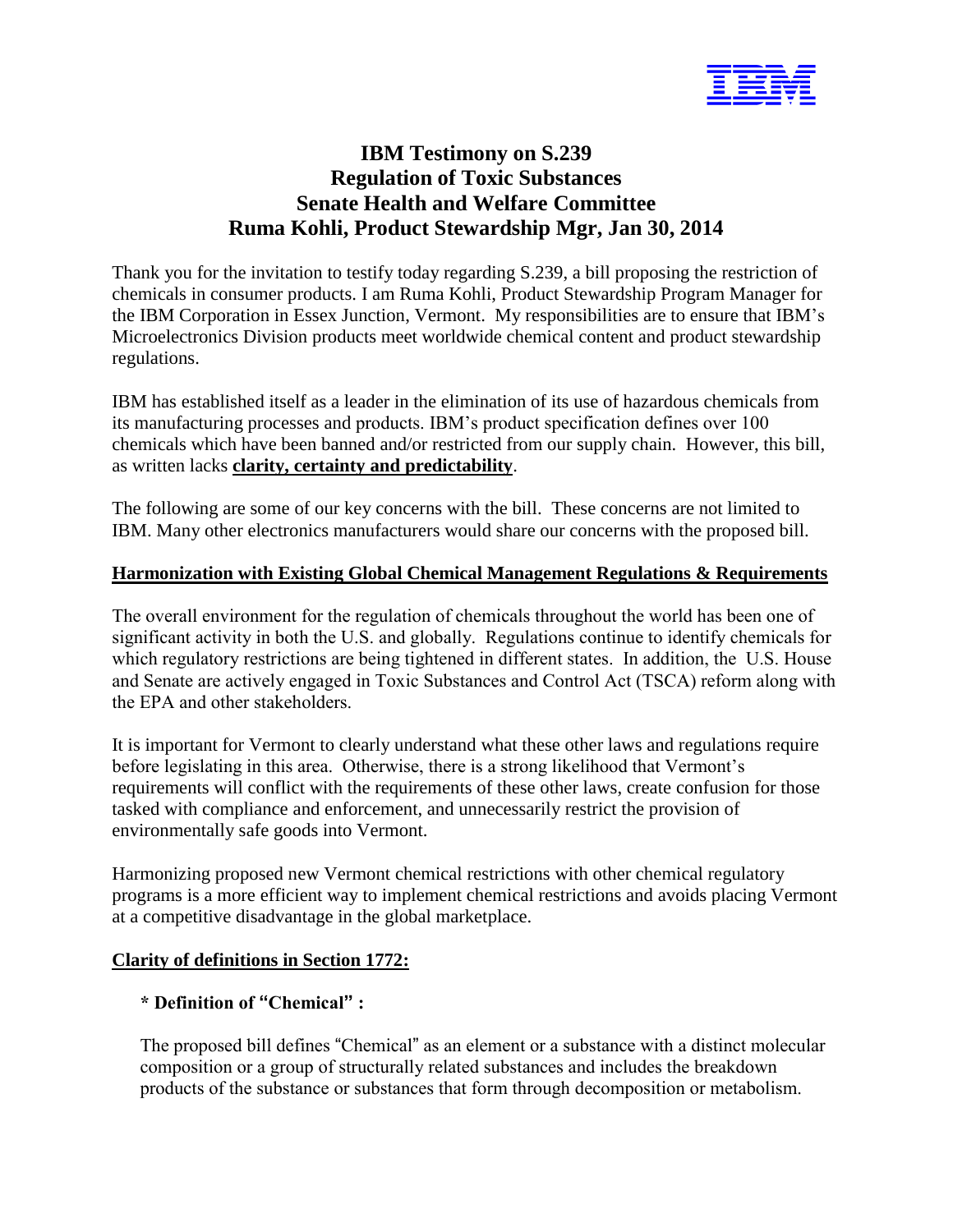# IBM Testimony on S.239
# Regulation of Toxic Substances
# Senate Health and Welfare Committee
# Ruma Kohli, Product Stewardship Mgr, Jan 30, 2014

Thank you for the invitation to testify today regarding S.239, a bill proposing the restriction of chemicals in consumer products. I am Ruma Kohli, Product Stewardship Program Manager for the IBM Corporation in Essex Junction, Vermont. My responsibilities are to ensure that IBM's Microelectronics Division products meet worldwide chemical content and product stewardship regulations.

IBM has established itself as a leader in the elimination of its use of hazardous chemicals from its manufacturing processes and products. IBM's product specification defines over 100 chemicals which have been banned and/or restricted from our supply chain. However, this bill, as written lacks **clarity, certainty and predictability**.

The following are some of our key concerns with the bill. These concerns are not limited to IBM. Many other electronics manufacturers would share our concerns with the proposed bill.

## Harmonization with Existing Global Chemical Management Regulations & Requirements

The overall environment for the regulation of chemicals throughout the world has been one of significant activity in both the U.S. and globally. Regulations continue to identify chemicals for which regulatory restrictions are being tightened in different states. In addition, the U.S. House and Senate are actively engaged in Toxic Substances and Control Act (TSCA) reform along with the EPA and other stakeholders.

It is important for Vermont to clearly understand what these other laws and regulations require before legislating in this area. Otherwise, there is a strong likelihood that Vermont's requirements will conflict with the requirements of these other laws, create confusion for those tasked with compliance and enforcement, and unnecessarily restrict the provision of environmentally safe goods into Vermont.

Harmonizing proposed new Vermont chemical restrictions with other chemical regulatory programs is a more efficient way to implement chemical restrictions and avoids placing Vermont at a competitive disadvantage in the global marketplace.

## Clarity of definitions in Section 1772:

**\* Definition of "Chemical" :**

The proposed bill defines "Chemical" as an element or a substance with a distinct molecular composition or a group of structurally related substances and includes the breakdown products of the substance or substances that form through decomposition or metabolism.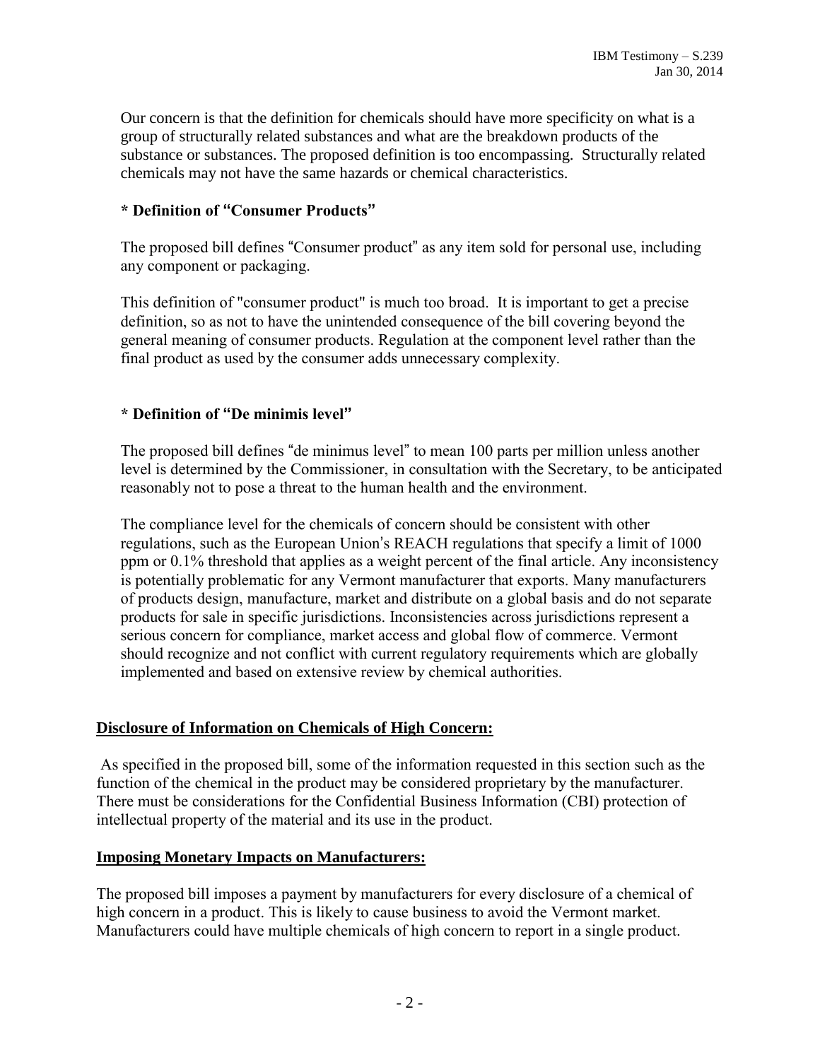Our concern is that the definition for chemicals should have more specificity on what is a group of structurally related substances and what are the breakdown products of the substance or substances. The proposed definition is too encompassing. Structurally related chemicals may not have the same hazards or chemical characteristics.

**\* Definition of "Consumer Products"**

The proposed bill defines "Consumer product" as any item sold for personal use, including any component or packaging.

This definition of "consumer product" is much too broad. It is important to get a precise definition, so as not to have the unintended consequence of the bill covering beyond the general meaning of consumer products. Regulation at the component level rather than the final product as used by the consumer adds unnecessary complexity.

**\* Definition of "De minimis level"**

The proposed bill defines "de minimus level" to mean 100 parts per million unless another level is determined by the Commissioner, in consultation with the Secretary, to be anticipated reasonably not to pose a threat to the human health and the environment.

The compliance level for the chemicals of concern should be consistent with other regulations, such as the European Union's REACH regulations that specify a limit of 1000 ppm or 0.1% threshold that applies as a weight percent of the final article. Any inconsistency is potentially problematic for any Vermont manufacturer that exports. Many manufacturers of products design, manufacture, market and distribute on a global basis and do not separate products for sale in specific jurisdictions. Inconsistencies across jurisdictions represent a serious concern for compliance, market access and global flow of commerce. Vermont should recognize and not conflict with current regulatory requirements which are globally implemented and based on extensive review by chemical authorities.

**<u>Disclosure of Information on Chemicals of High Concern:</u>**

As specified in the proposed bill, some of the information requested in this section such as the function of the chemical in the product may be considered proprietary by the manufacturer. There must be considerations for the Confidential Business Information (CBI) protection of intellectual property of the material and its use in the product.

**<u>Imposing Monetary Impacts on Manufacturers:</u>**

The proposed bill imposes a payment by manufacturers for every disclosure of a chemical of high concern in a product. This is likely to cause business to avoid the Vermont market. Manufacturers could have multiple chemicals of high concern to report in a single product.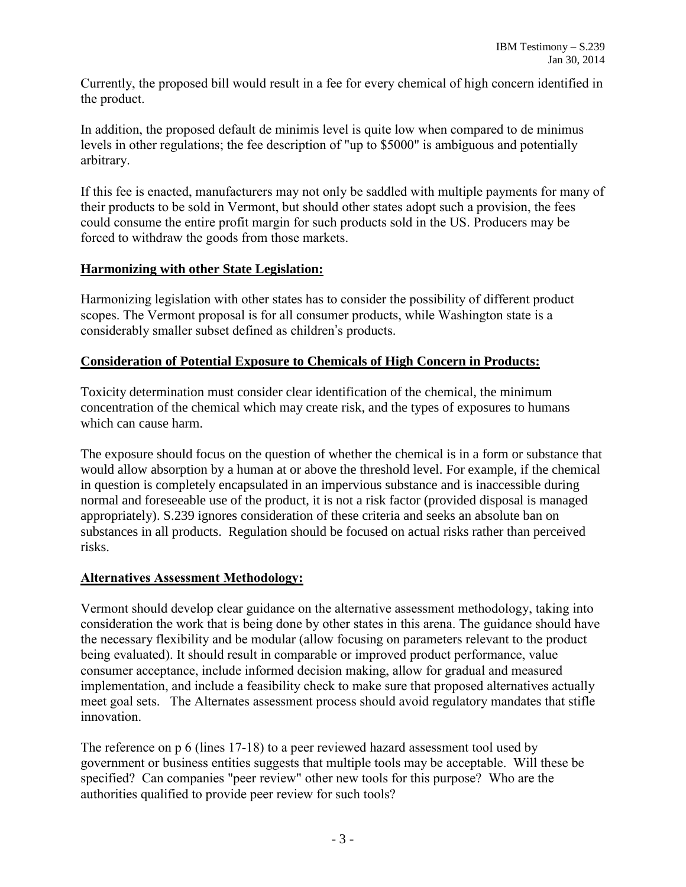Currently, the proposed bill would result in a fee for every chemical of high concern identified in the product.

In addition, the proposed default de minimis level is quite low when compared to de minimus levels in other regulations; the fee description of "up to $5000" is ambiguous and potentially arbitrary.

If this fee is enacted, manufacturers may not only be saddled with multiple payments for many of their products to be sold in Vermont, but should other states adopt such a provision, the fees could consume the entire profit margin for such products sold in the US. Producers may be forced to withdraw the goods from those markets.

## Harmonizing with other State Legislation:

Harmonizing legislation with other states has to consider the possibility of different product scopes. The Vermont proposal is for all consumer products, while Washington state is a considerably smaller subset defined as children's products.

## Consideration of Potential Exposure to Chemicals of High Concern in Products:

Toxicity determination must consider clear identification of the chemical, the minimum concentration of the chemical which may create risk, and the types of exposures to humans which can cause harm.

The exposure should focus on the question of whether the chemical is in a form or substance that would allow absorption by a human at or above the threshold level. For example, if the chemical in question is completely encapsulated in an impervious substance and is inaccessible during normal and foreseeable use of the product, it is not a risk factor (provided disposal is managed appropriately). S.239 ignores consideration of these criteria and seeks an absolute ban on substances in all products. Regulation should be focused on actual risks rather than perceived risks.

## Alternatives Assessment Methodology:

Vermont should develop clear guidance on the alternative assessment methodology, taking into consideration the work that is being done by other states in this arena. The guidance should have the necessary flexibility and be modular (allow focusing on parameters relevant to the product being evaluated). It should result in comparable or improved product performance, value consumer acceptance, include informed decision making, allow for gradual and measured implementation, and include a feasibility check to make sure that proposed alternatives actually meet goal sets. The Alternates assessment process should avoid regulatory mandates that stifle innovation.

The reference on p 6 (lines 17-18) to a peer reviewed hazard assessment tool used by government or business entities suggests that multiple tools may be acceptable. Will these be specified? Can companies "peer review" other new tools for this purpose? Who are the authorities qualified to provide peer review for such tools?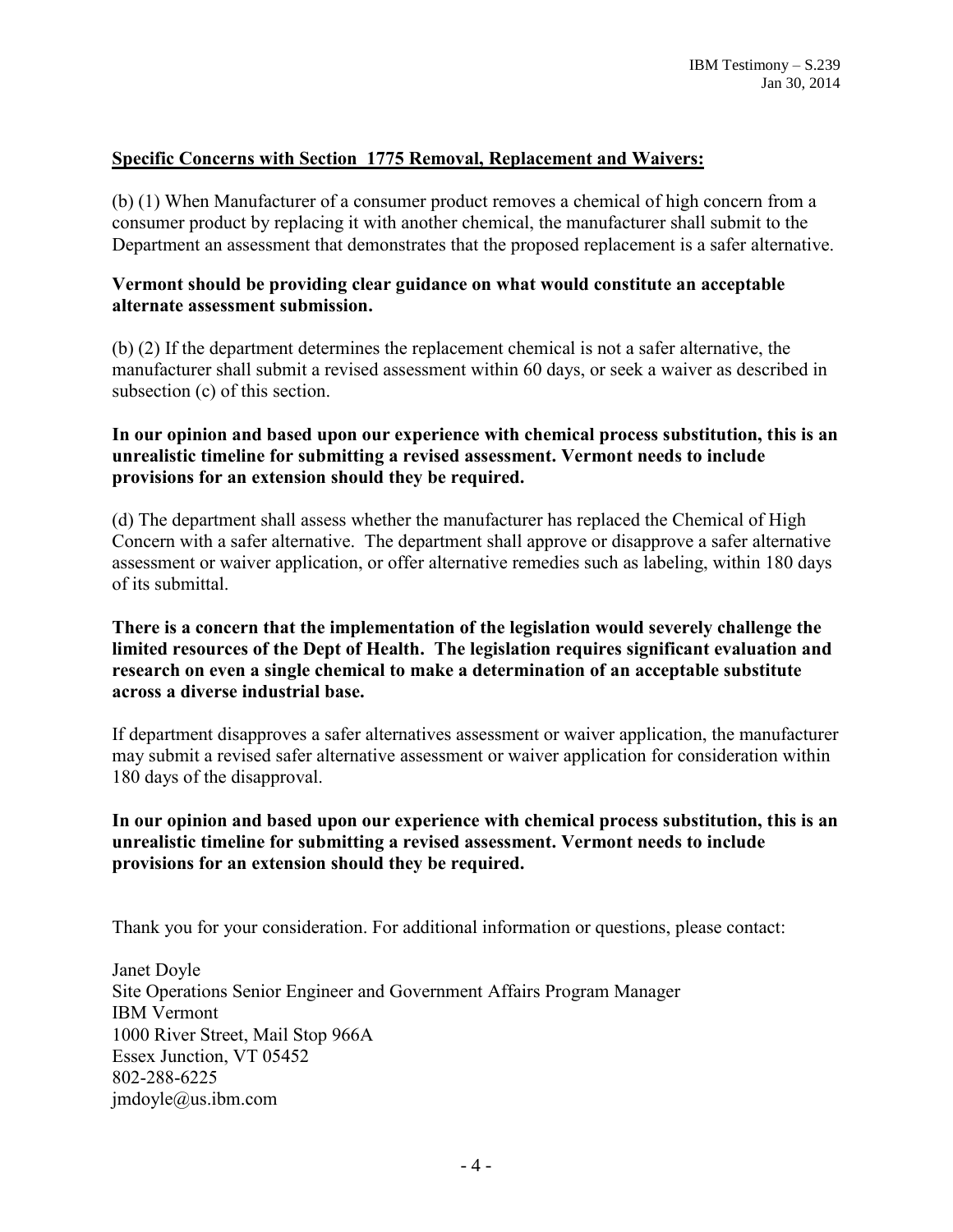**Specific Concerns with Section 1775 Removal, Replacement and Waivers:**

(b) (1) When Manufacturer of a consumer product removes a chemical of high concern from a consumer product by replacing it with another chemical, the manufacturer shall submit to the Department an assessment that demonstrates that the proposed replacement is a safer alternative.

**Vermont should be providing clear guidance on what would constitute an acceptable alternate assessment submission.**

(b) (2) If the department determines the replacement chemical is not a safer alternative, the manufacturer shall submit a revised assessment within 60 days, or seek a waiver as described in subsection (c) of this section.

**In our opinion and based upon our experience with chemical process substitution, this is an unrealistic timeline for submitting a revised assessment. Vermont needs to include provisions for an extension should they be required.**

(d) The department shall assess whether the manufacturer has replaced the Chemical of High Concern with a safer alternative. The department shall approve or disapprove a safer alternative assessment or waiver application, or offer alternative remedies such as labeling, within 180 days of its submittal.

**There is a concern that the implementation of the legislation would severely challenge the limited resources of the Dept of Health. The legislation requires significant evaluation and research on even a single chemical to make a determination of an acceptable substitute across a diverse industrial base.**

If department disapproves a safer alternatives assessment or waiver application, the manufacturer may submit a revised safer alternative assessment or waiver application for consideration within 180 days of the disapproval.

**In our opinion and based upon our experience with chemical process substitution, this is an unrealistic timeline for submitting a revised assessment. Vermont needs to include provisions for an extension should they be required.**

Thank you for your consideration. For additional information or questions, please contact:

Janet Doyle
Site Operations Senior Engineer and Government Affairs Program Manager
IBM Vermont
1000 River Street, Mail Stop 966A
Essex Junction, VT 05452
802-288-6225
jmdoyle@us.ibm.com